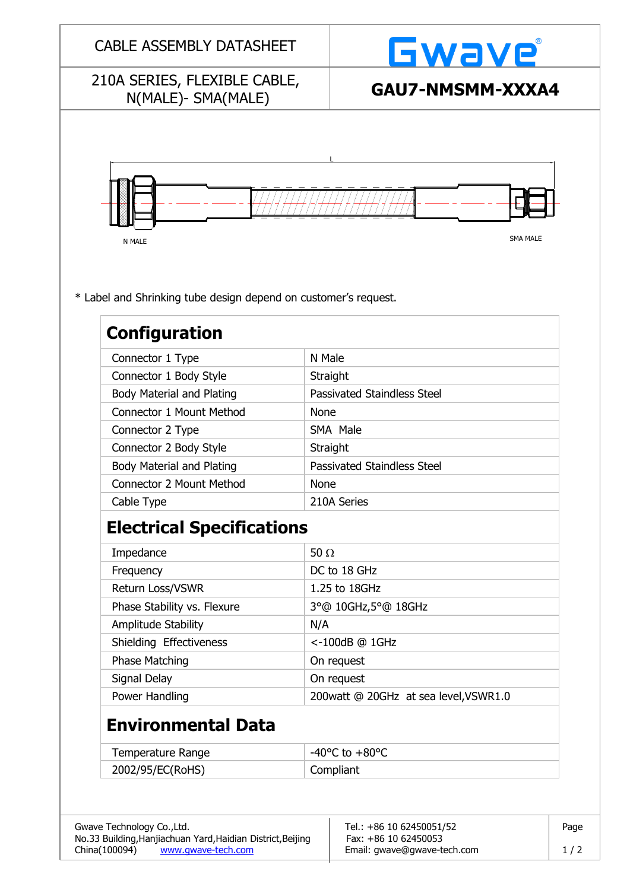# CABLE ASSEMBLY DATASHEET

Gwave

## 210A SERIES, FLEXIBLE CABLE, N(MALE)- SMA(MALE)

## GAU7-NMSMM-XXXA4

L

N MALE

SMA MALE

* Label and Shrinking tube design depend on customer's request.

## Configuration

| | |
|---|---|
| Connector 1 Type | N Male |
| Connector 1 Body Style | Straight |
| Body Material and Plating | Passivated Staindless Steel |
| Connector 1 Mount Method | None |
| Connector 2 Type | SMA Male |
| Connector 2 Body Style | Straight |
| Body Material and Plating | Passivated Staindless Steel |
| Connector 2 Mount Method | None |
| Cable Type | 210A Series |

## Electrical Specifications

| | |
|---|---|
| Impedance | 50 Ω |
| Frequency | DC to 18 GHz |
| Return Loss/VSWR | 1.25 to 18GHz |
| Phase Stability vs. Flexure | 3°@ 10GHz,5°@ 18GHz |
| Amplitude Stability | N/A |
| Shielding Effectiveness | <-100dB @ 1GHz |
| Phase Matching | On request |
| Signal Delay | On request |
| Power Handling | 200watt @ 20GHz at sea level,VSWR1.0 |

## Environmental Data

| | |
|---|---|
| Temperature Range | -40°C to +80°C |
| 2002/95/EC(RoHS) | Compliant |

Gwave Technology Co.,Ltd.
No.33 Building,Hanjiachuan Yard,Haidian District,Beijing
China(100094) www.gwave-tech.com

Tel.: +86 10 62450051/52
Fax: +86 10 62450053
Email: gwave@gwave-tech.com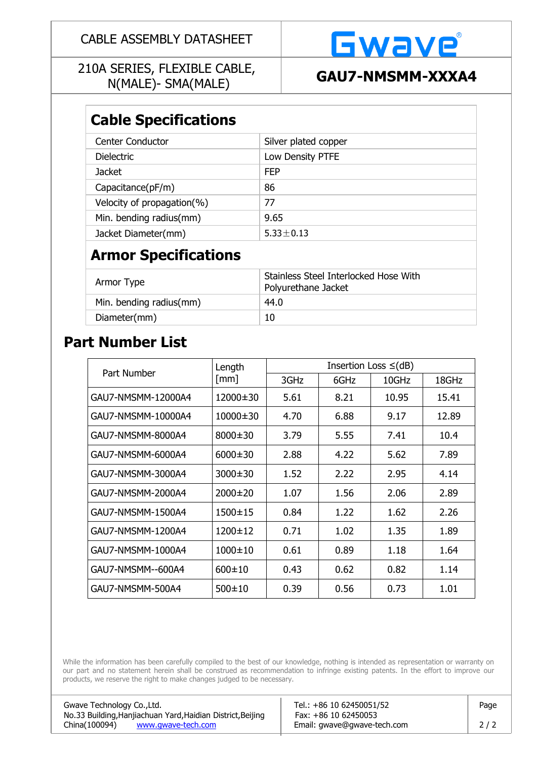CABLE ASSEMBLY DATASHEET

Gwave®

210A SERIES, FLEXIBLE CABLE, N(MALE)- SMA(MALE)

**GAU7-NMSMM-XXXA4**

## Cable Specifications

| | |
|---|---|
| Center Conductor | Silver plated copper |
| Dielectric | Low Density PTFE |
| Jacket | FEP |
| Capacitance(pF/m) | 86 |
| Velocity of propagation(%) | 77 |
| Min. bending radius(mm) | 9.65 |
| Jacket Diameter(mm) | 5.33±0.13 |

## Armor Specifications

| | |
|---|---|
| Armor Type | Stainless Steel Interlocked Hose With Polyurethane Jacket |
| Min. bending radius(mm) | 44.0 |
| Diameter(mm) | 10 |

## Part Number List

| Part Number | Length [mm] | Insertion Loss ≤(dB) | | | |
|---|---|---|---|---|---|
| | | 3GHz | 6GHz | 10GHz | 18GHz |
| GAU7-NMSMM-12000A4 | 12000±30 | 5.61 | 8.21 | 10.95 | 15.41 |
| GAU7-NMSMM-10000A4 | 10000±30 | 4.70 | 6.88 | 9.17 | 12.89 |
| GAU7-NMSMM-8000A4 | 8000±30 | 3.79 | 5.55 | 7.41 | 10.4 |
| GAU7-NMSMM-6000A4 | 6000±30 | 2.88 | 4.22 | 5.62 | 7.89 |
| GAU7-NMSMM-3000A4 | 3000±30 | 1.52 | 2.22 | 2.95 | 4.14 |
| GAU7-NMSMM-2000A4 | 2000±20 | 1.07 | 1.56 | 2.06 | 2.89 |
| GAU7-NMSMM-1500A4 | 1500±15 | 0.84 | 1.22 | 1.62 | 2.26 |
| GAU7-NMSMM-1200A4 | 1200±12 | 0.71 | 1.02 | 1.35 | 1.89 |
| GAU7-NMSMM-1000A4 | 1000±10 | 0.61 | 0.89 | 1.18 | 1.64 |
| GAU7-NMSMM--600A4 | 600±10 | 0.43 | 0.62 | 0.82 | 1.14 |
| GAU7-NMSMM-500A4 | 500±10 | 0.39 | 0.56 | 0.73 | 1.01 |

While the information has been carefully compiled to the best of our knowledge, nothing is intended as representation or warranty on our part and no statement herein shall be construed as recommendation to infringe existing patents. In the effort to improve our products, we reserve the right to make changes judged to be necessary.

Gwave Technology Co.,Ltd.
No.33 Building,Hanjiachuan Yard,Haidian District,Beijing
China(100094) www.gwave-tech.com

Tel.: +86 10 62450051/52
Fax: +86 10 62450053
Email: gwave@gwave-tech.com